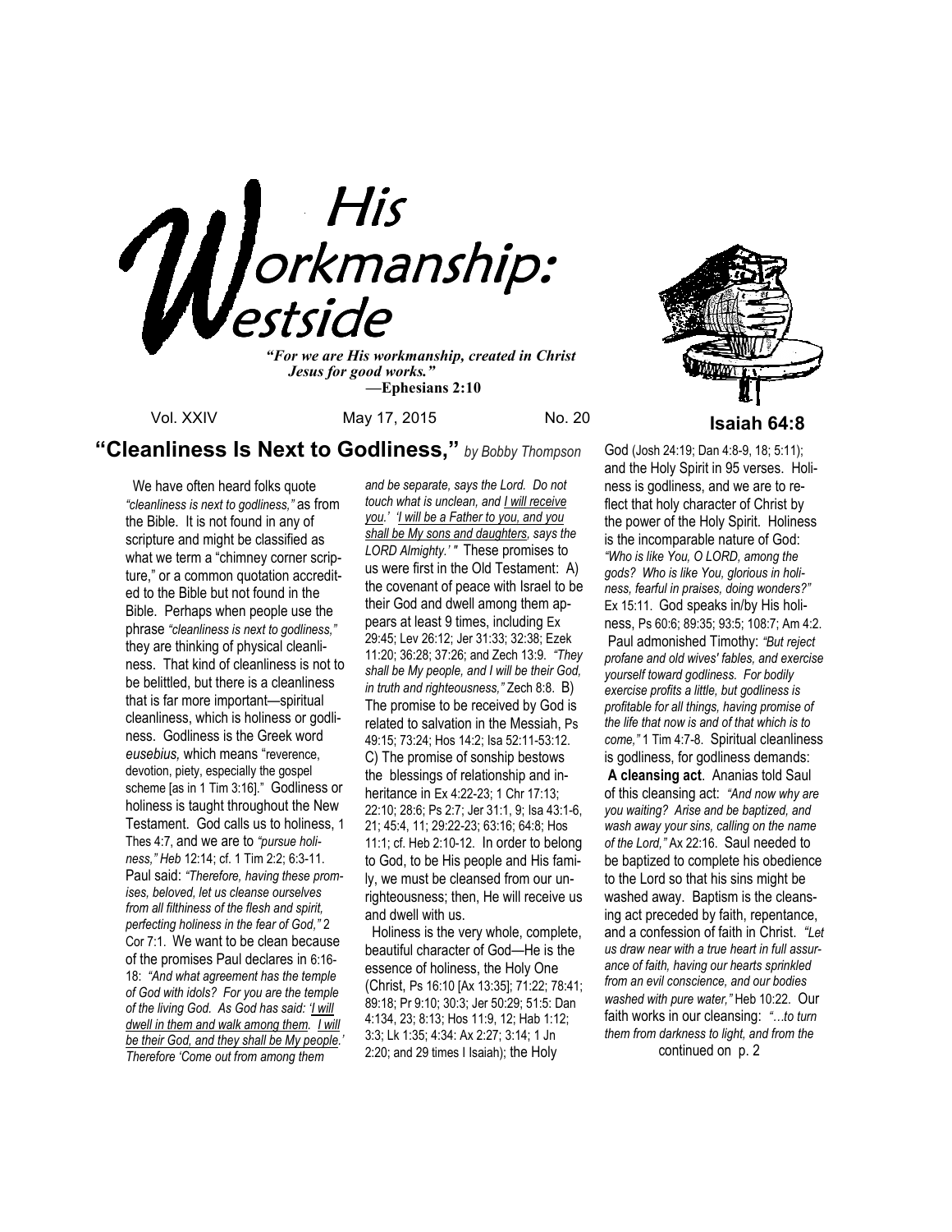# His Workmanship: Westside

*"For we are His workmanship, created in Christ Jesus for good works."*
—**Ephesians 2:10**

Vol. XXIV May 17, 2015 No. 20

**Isaiah 64:8**

## "Cleanliness Is Next to Godliness," *by Bobby Thompson*

We have often heard folks quote *"cleanliness is next to godliness,"* as from the Bible. It is not found in any of scripture and might be classified as what we term a "chimney corner scripture," or a common quotation accredited to the Bible but not found in the Bible. Perhaps when people use the phrase *"cleanliness is next to godliness,"* they are thinking of physical cleanliness. That kind of cleanliness is not to be belittled, but there is a cleanliness that is far more important—spiritual cleanliness, which is holiness or godliness. Godliness is the Greek word *eusebius,* which means "reverence, devotion, piety, especially the gospel scheme [as in 1 Tim 3:16]." Godliness or holiness is taught throughout the New Testament. God calls us to holiness, 1 Thes 4:7, and we are to *"pursue holiness," Heb* 12:14; cf. 1 Tim 2:2; 6:3-11. Paul said: *"Therefore, having these promises, beloved, let us cleanse ourselves from all filthiness of the flesh and spirit, perfecting holiness in the fear of God,"* 2 Cor 7:1. We want to be clean because of the promises Paul declares in 6:16-18: *"And what agreement has the temple of God with idols? For you are the temple of the living God. As God has said: '<u>I will dwell in them and walk among them</u>. <u>I will be their God, and they shall be My people</u>.' Therefore 'Come out from among them and be separate, says the Lord. Do not touch what is unclean, and <u>I will receive you</u>.' '<u>I will be a Father to you, and you shall be My sons and daughters</u>, says the LORD Almighty.' "* These promises to us were first in the Old Testament: A) the covenant of peace with Israel to be their God and dwell among them appears at least 9 times, including Ex 29:45; Lev 26:12; Jer 31:33; 32:38; Ezek 11:20; 36:28; 37:26; and Zech 13:9. *"They shall be My people, and I will be their God, in truth and righteousness,"* Zech 8:8. B) The promise to be received by God is related to salvation in the Messiah, Ps 49:15; 73:24; Hos 14:2; Isa 52:11-53:12. C) The promise of sonship bestows the blessings of relationship and inheritance in Ex 4:22-23; 1 Chr 17:13; 22:10; 28:6; Ps 2:7; Jer 31:1, 9; Isa 43:1-6, 21; 45:4, 11; 29:22-23; 63:16; 64:8; Hos 11:1; cf. Heb 2:10-12. In order to belong to God, to be His people and His family, we must be cleansed from our unrighteousness; then, He will receive us and dwell with us.

Holiness is the very whole, complete, beautiful character of God—He is the essence of holiness, the Holy One (Christ, Ps 16:10 [Ax 13:35]; 71:22; 78:41; 89:18; Pr 9:10; 30:3; Jer 50:29; 51:5: Dan 4:134, 23; 8:13; Hos 11:9, 12; Hab 1:12; 3:3; Lk 1:35; 4:34: Ax 2:27; 3:14; 1 Jn 2:20; and 29 times I Isaiah); the Holy God (Josh 24:19; Dan 4:8-9, 18; 5:11); and the Holy Spirit in 95 verses. Holiness is godliness, and we are to reflect that holy character of Christ by the power of the Holy Spirit. Holiness is the incomparable nature of God: *"Who is like You, O LORD, among the gods? Who is like You, glorious in holiness, fearful in praises, doing wonders?"* Ex 15:11. God speaks in/by His holiness, Ps 60:6; 89:35; 93:5; 108:7; Am 4:2. Paul admonished Timothy: *"But reject profane and old wives' fables, and exercise yourself toward godliness. For bodily exercise profits a little, but godliness is profitable for all things, having promise of the life that now is and of that which is to come,"* 1 Tim 4:7-8. Spiritual cleanliness is godliness, for godliness demands:

**A cleansing act**. Ananias told Saul of this cleansing act: *"And now why are you waiting? Arise and be baptized, and wash away your sins, calling on the name of the Lord,"* Ax 22:16. Saul needed to be baptized to complete his obedience to the Lord so that his sins might be washed away. Baptism is the cleansing act preceded by faith, repentance, and a confession of faith in Christ. *"Let us draw near with a true heart in full assurance of faith, having our hearts sprinkled from an evil conscience, and our bodies washed with pure water,"* Heb 10:22. Our faith works in our cleansing: *"…to turn them from darkness to light, and from the*

continued on p. 2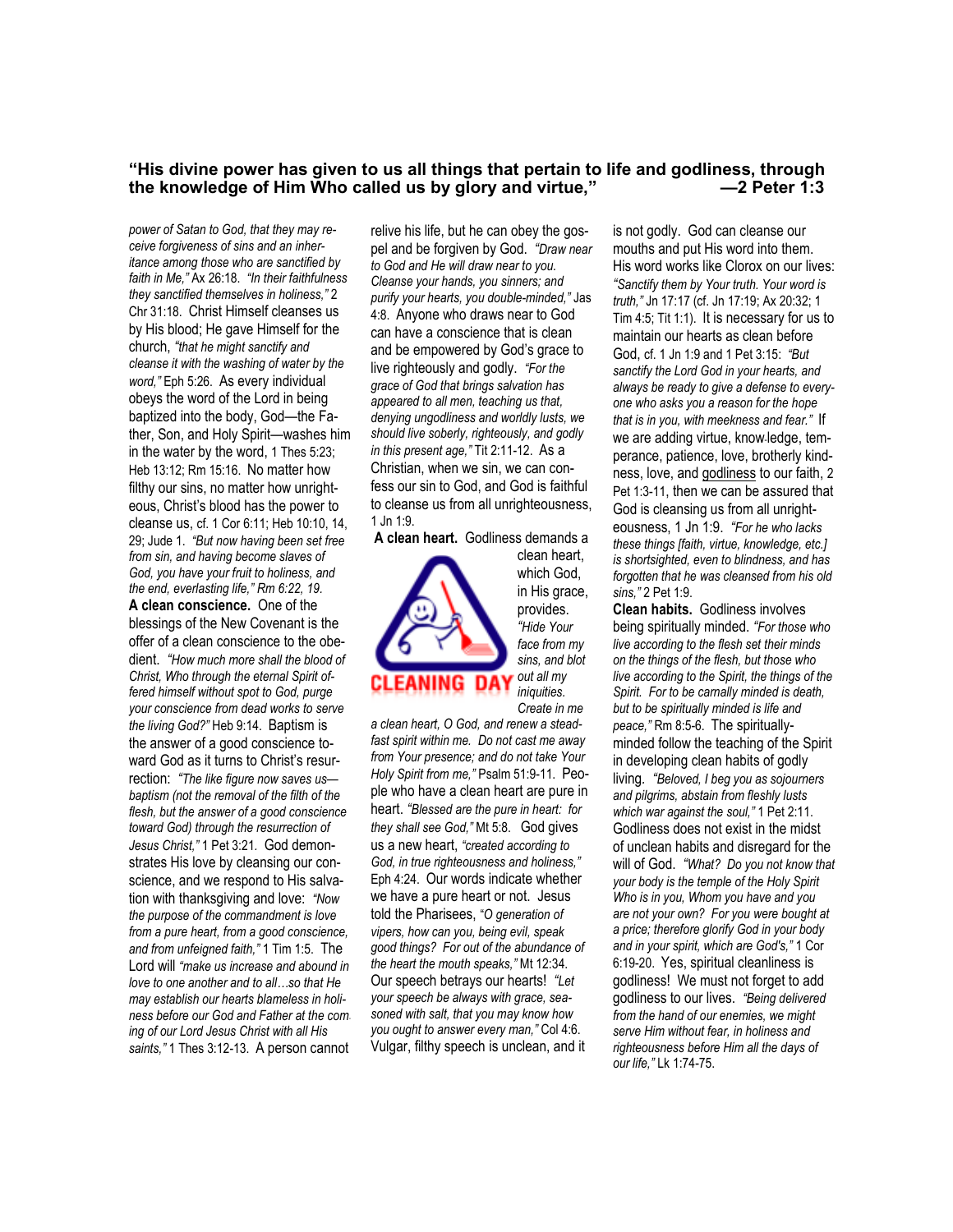**"His divine power has given to us all things that pertain to life and godliness, through the knowledge of Him Who called us by glory and virtue," —2 Peter 1:3**

*power of Satan to God, that they may receive forgiveness of sins and an inheritance among those who are sanctified by faith in Me,"* Ax 26:18. *"In their faithfulness they sanctified themselves in holiness,"* 2 Chr 31:18. Christ Himself cleanses us by His blood; He gave Himself for the church, *"that He might sanctify and cleanse it with the washing of water by the word,"* Eph 5:26. As every individual obeys the word of the Lord in being baptized into the body, God—the Father, Son, and Holy Spirit—washes him in the water by the word, 1 Thes 5:23; Heb 13:12; Rm 15:16. No matter how filthy our sins, no matter how unrighteous, Christ's blood has the power to cleanse us, cf. 1 Cor 6:11; Heb 10:10, 14, 29; Jude 1. *"But now having been set free from sin, and having become slaves of God, you have your fruit to holiness, and the end, everlasting life,"* Rm 6:22, 19.

**A clean conscience.** One of the blessings of the New Covenant is the offer of a clean conscience to the obedient. *"How much more shall the blood of Christ, Who through the eternal Spirit offered himself without spot to God, purge your conscience from dead works to serve the living God?"* Heb 9:14. Baptism is the answer of a good conscience toward God as it turns to Christ's resurrection: *"The like figure now saves us—baptism (not the removal of the filth of the flesh, but the answer of a good conscience toward God) through the resurrection of Jesus Christ,"* 1 Pet 3:21. God demonstrates His love by cleansing our conscience, and we respond to His salvation with thanksgiving and love: *"Now the purpose of the commandment is love from a pure heart, from a good conscience, and from unfeigned faith,"* 1 Tim 1:5. The Lord will *"make us increase and abound in love to one another and to all…so that He may establish our hearts blameless in holiness before our God and Father at the coming of our Lord Jesus Christ with all His saints,"* 1 Thes 3:12-13. A person cannot relive his life, but he can obey the gospel and be forgiven by God. *"Draw near to God and He will draw near to you. Cleanse your hands, you sinners; and purify your hearts, you double-minded,"* Jas 4:8. Anyone who draws near to God can have a conscience that is clean and be empowered by God's grace to live righteously and godly. *"For the grace of God that brings salvation has appeared to all men, teaching us that, denying ungodliness and worldly lusts, we should live soberly, righteously, and godly in this present age,"* Tit 2:11-12. As a Christian, when we sin, we can confess our sin to God, and God is faithful to cleanse us from all unrighteousness, 1 Jn 1:9.

**A clean heart.** Godliness demands a clean heart, which God, in His grace, provides. *"Hide Your face from my sins, and blot out all my iniquities. Create in me a clean heart, O God, and renew a steadfast spirit within me. Do not cast me away from Your presence; and do not take Your Holy Spirit from me,"* Psalm 51:9-11. People who have a clean heart are pure in heart. *"Blessed are the pure in heart: for they shall see God,"* Mt 5:8. God gives us a new heart, *"created according to God, in true righteousness and holiness,"* Eph 4:24. Our words indicate whether we have a pure heart or not. Jesus told the Pharisees, *"O generation of vipers, how can you, being evil, speak good things? For out of the abundance of the heart the mouth speaks,"* Mt 12:34. Our speech betrays our hearts! *"Let your speech be always with grace, seasoned with salt, that you may know how you ought to answer every man,"* Col 4:6. Vulgar, filthy speech is unclean, and it is not godly. God can cleanse our mouths and put His word into them. His word works like Clorox on our lives: *"Sanctify them by Your truth. Your word is truth,"* Jn 17:17 (cf. Jn 17:19; Ax 20:32; 1 Tim 4:5; Tit 1:1). It is necessary for us to maintain our hearts as clean before God, cf. 1 Jn 1:9 and 1 Pet 3:15: *"But sanctify the Lord God in your hearts, and always be ready to give a defense to everyone who asks you a reason for the hope that is in you, with meekness and fear."* If we are adding virtue, knowledge, temperance, patience, love, brotherly kindness, love, and godliness to our faith, 2 Pet 1:3-11, then we can be assured that God is cleansing us from all unrighteousness, 1 Jn 1:9. *"For he who lacks these things [faith, virtue, knowledge, etc.] is shortsighted, even to blindness, and has forgotten that he was cleansed from his old sins,"* 2 Pet 1:9.

**Clean habits.** Godliness involves being spiritually minded. *"For those who live according to the flesh set their minds on the things of the flesh, but those who live according to the Spirit, the things of the Spirit. For to be carnally minded is death, but to be spiritually minded is life and peace,"* Rm 8:5-6. The spiritually-minded follow the teaching of the Spirit in developing clean habits of godly living. *"Beloved, I beg you as sojourners and pilgrims, abstain from fleshly lusts which war against the soul,"* 1 Pet 2:11. Godliness does not exist in the midst of unclean habits and disregard for the will of God. *"What? Do you not know that your body is the temple of the Holy Spirit Who is in you, Whom you have and you are not your own? For you were bought at a price; therefore glorify God in your body and in your spirit, which are God's,"* 1 Cor 6:19-20. Yes, spiritual cleanliness is godliness! We must not forget to add godliness to our lives. *"Being delivered from the hand of our enemies, we might serve Him without fear, in holiness and righteousness before Him all the days of our life,"* Lk 1:74-75.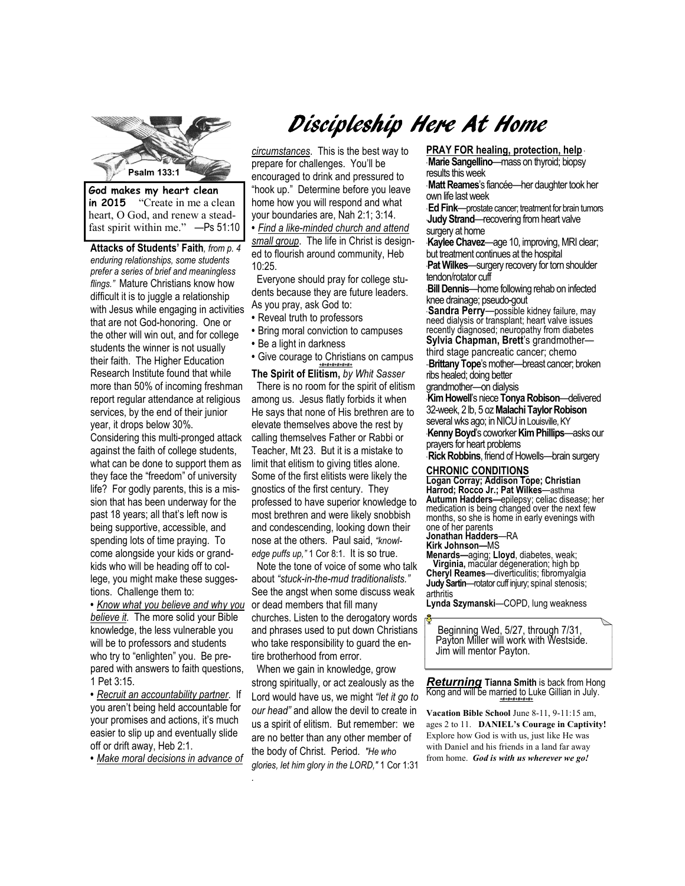# Discipleship Here At Home

Psalm 133:1

**God makes my heart clean in 2015** "Create in me a clean heart, O God, and renew a steadfast spirit within me." —Ps 51:10

**Attacks of Students' Faith***, from p. 4 enduring relationships, some students prefer a series of brief and meaningless flings."* Mature Christians know how difficult it is to juggle a relationship with Jesus while engaging in activities that are not God-honoring. One or the other will win out, and for college students the winner is not usually their faith. The Higher Education Research Institute found that while more than 50% of incoming freshman report regular attendance at religious services, by the end of their junior year, it drops below 30%.

Considering this multi-pronged attack against the faith of college students, what can be done to support them as they face the "freedom" of university life? For godly parents, this is a mission that has been underway for the past 18 years; all that's left now is being supportive, accessible, and spending lots of time praying. To come alongside your kids or grandkids who will be heading off to college, you might make these suggestions. Challenge them to:

- *Know what you believe and why you believe it*. The more solid your Bible knowledge, the less vulnerable you will be to professors and students who try to "enlighten" you. Be prepared with answers to faith questions, 1 Pet 3:15.
- *Recruit an accountability partner*. If you aren't being held accountable for your promises and actions, it's much easier to slip up and eventually slide off or drift away, Heb 2:1.
- *Make moral decisions in advance of circumstances*. This is the best way to prepare for challenges. You'll be encouraged to drink and pressured to "hook up." Determine before you leave home how you will respond and what your boundaries are, Nah 2:1; 3:14.
- *Find a like-minded church and attend small group*. The life in Christ is designed to flourish around community, Heb 10:25.

Everyone should pray for college students because they are future leaders. As you pray, ask God to:

- Reveal truth to professors
- Bring moral conviction to campuses
- Be a light in darkness
- Give courage to Christians on campus

+#+#+#+#+#+

**The Spirit of Elitism,** *by Whit Sasser*

There is no room for the spirit of elitism among us. Jesus flatly forbids it when He says that none of His brethren are to elevate themselves above the rest by calling themselves Father or Rabbi or Teacher, Mt 23. But it is a mistake to limit that elitism to giving titles alone. Some of the first elitists were likely the gnostics of the first century. They professed to have superior knowledge to most brethren and were likely snobbish and condescending, looking down their nose at the others. Paul said, *"knowledge puffs up,"* 1 Cor 8:1. It is so true.

Note the tone of voice of some who talk about *"stuck-in-the-mud traditionalists."* See the angst when some discuss weak or dead members that fill many churches. Listen to the derogatory words and phrases used to put down Christians who take responsibility to guard the entire brotherhood from error.

When we gain in knowledge, grow strong spiritually, or act zealously as the Lord would have us, we might *"let it go to our head"* and allow the devil to create in us a spirit of elitism. But remember: we are no better than any other member of the body of Christ. Period. *"He who glories, let him glory in the LORD,"* 1 Cor 1:31

**PRAY FOR healing, protection, help**

- **Marie Sangellino**—mass on thyroid; biopsy results this week
- **Matt Reames**'s fiancée—her daughter took her own life last week
- **Ed Fink**—prostate cancer; treatment for brain tumors
- **Judy Strand**—recovering from heart valve surgery at home
- **Kaylee Chavez**—age 10, improving, MRI clear; but treatment continues at the hospital
- **Pat Wilkes**—surgery recovery for torn shoulder tendon/rotator cuff
- **Bill Dennis**—home following rehab on infected knee drainage; pseudo-gout
- **Sandra Perry**—possible kidney failure, may need dialysis or transplant; heart valve issues recently diagnosed; neuropathy from diabetes
- **Sylvia Chapman, Brett**'s grandmother—third stage pancreatic cancer; chemo
- **Brittany Tope**'s mother—breast cancer; broken ribs healed; doing better grandmother—on dialysis
- **Kim Howell**'s niece **Tonya Robison**—delivered 32-week, 2 lb, 5 oz **Malachi Taylor Robison** several wks ago; in NICU in Louisville, KY
- **Kenny Boyd**'s coworker **Kim Phillips**—asks our prayers for heart problems
- **Rick Robbins**, friend of Howells—brain surgery

**CHRONIC CONDITIONS**

**Logan Corray; Addison Tope; Christian Harrod; Rocco Jr.; Pat Wilkes**—asthma
**Autumn Hadders—**epilepsy; celiac disease; her medication is being changed over the next few months, so she is home in early evenings with one of her parents
**Jonathan Hadders**—RA
**Kirk Johnson—**MS
**Menards—**aging; **Lloyd**, diabetes, weak; **Virginia,** macular degeneration; high bp
**Cheryl Reames**—diverticulitis; fibromyalgia
**Judy Sartin**—rotator cuff injury; spinal stenosis; arthritis
**Lynda Szymanski**—COPD, lung weakness

Beginning Wed, 5/27, through 7/31, Payton Miller will work with Westside. Jim will mentor Payton.

***Returning*** **Tianna Smith** is back from Hong Kong and will be married to Luke Gillian in July.

+#+#+#+#+#+

**Vacation Bible School** June 8-11, 9-11:15 am, ages 2 to 11. **DANIEL's Courage in Captivity!** Explore how God is with us, just like He was with Daniel and his friends in a land far away from home. ***God is with us wherever we go!***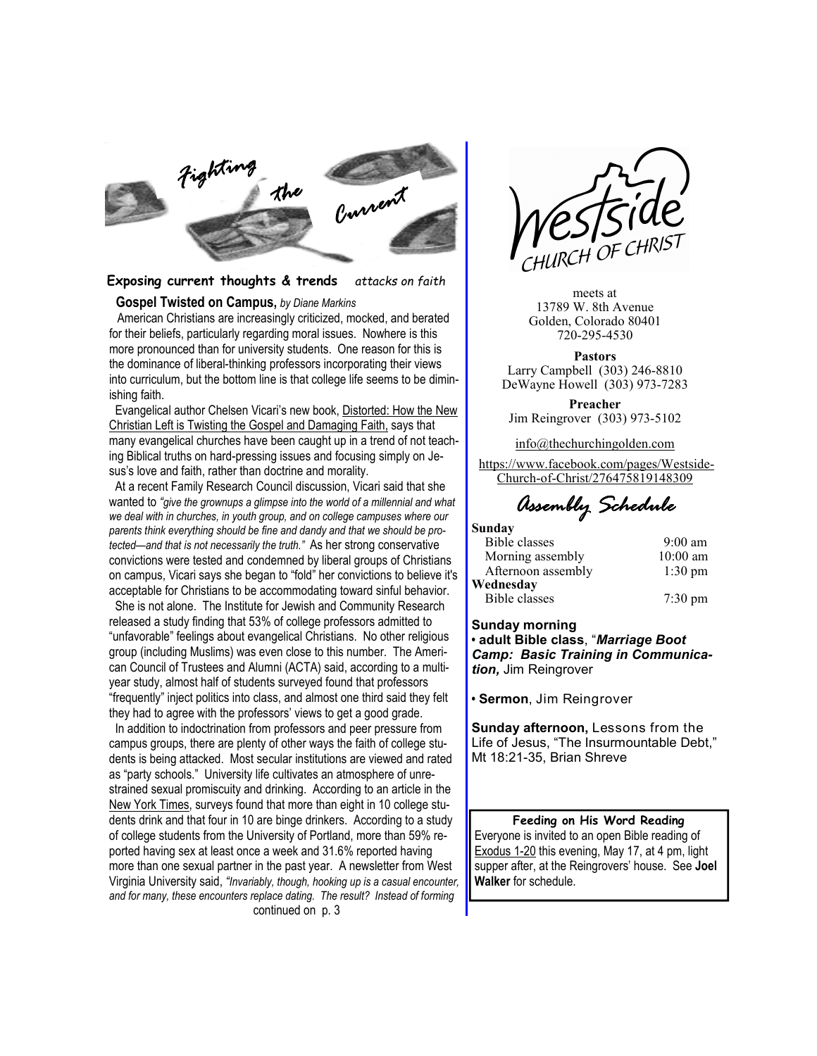# Fighting the Current

**Exposing current thoughts & trends** *attacks on faith*

**Gospel Twisted on Campus,** *by Diane Markins*

American Christians are increasingly criticized, mocked, and berated for their beliefs, particularly regarding moral issues. Nowhere is this more pronounced than for university students. One reason for this is the dominance of liberal-thinking professors incorporating their views into curriculum, but the bottom line is that college life seems to be diminishing faith.

Evangelical author Chelsen Vicari's new book, Distorted: How the New Christian Left is Twisting the Gospel and Damaging Faith, says that many evangelical churches have been caught up in a trend of not teaching Biblical truths on hard-pressing issues and focusing simply on Jesus's love and faith, rather than doctrine and morality.

At a recent Family Research Council discussion, Vicari said that she wanted to *"give the grownups a glimpse into the world of a millennial and what we deal with in churches, in youth group, and on college campuses where our parents think everything should be fine and dandy and that we should be protected—and that is not necessarily the truth."* As her strong conservative convictions were tested and condemned by liberal groups of Christians on campus, Vicari says she began to "fold" her convictions to believe it's acceptable for Christians to be accommodating toward sinful behavior.

She is not alone. The Institute for Jewish and Community Research released a study finding that 53% of college professors admitted to "unfavorable" feelings about evangelical Christians. No other religious group (including Muslims) was even close to this number. The American Council of Trustees and Alumni (ACTA) said, according to a multi-year study, almost half of students surveyed found that professors "frequently" inject politics into class, and almost one third said they felt they had to agree with the professors' views to get a good grade.

In addition to indoctrination from professors and peer pressure from campus groups, there are plenty of other ways the faith of college students is being attacked. Most secular institutions are viewed and rated as "party schools." University life cultivates an atmosphere of unrestrained sexual promiscuity and drinking. According to an article in the New York Times, surveys found that more than eight in 10 college students drink and that four in 10 are binge drinkers. According to a study of college students from the University of Portland, more than 59% reported having sex at least once a week and 31.6% reported having more than one sexual partner in the past year. A newsletter from West Virginia University said, *"Invariably, though, hooking up is a casual encounter, and for many, these encounters replace dating. The result? Instead of forming*

continued on p. 3

# Westside CHURCH OF CHRIST

meets at
13789 W. 8th Avenue
Golden, Colorado 80401
720-295-4530

**Pastors**
Larry Campbell (303) 246-8810
DeWayne Howell (303) 973-7283

**Preacher**
Jim Reingrover (303) 973-5102

info@thechurchingolden.com

https://www.facebook.com/pages/Westside-Church-of-Christ/276475819148309

## Assembly Schedule

**Sunday**

| | |
|---|---|
| Bible classes | 9:00 am |
| Morning assembly | 10:00 am |
| Afternoon assembly | 1:30 pm |

**Wednesday**

| | |
|---|---|
| Bible classes | 7:30 pm |

**Sunday morning**

- **adult Bible class**, "***Marriage Boot Camp: Basic Training in Communication,*** Jim Reingrover
- **Sermon**, Jim Reingrover

**Sunday afternoon,** Lessons from the Life of Jesus, "The Insurmountable Debt," Mt 18:21-35, Brian Shreve

**Feeding on His Word Reading**

Everyone is invited to an open Bible reading of Exodus 1-20 this evening, May 17, at 4 pm, light supper after, at the Reingrovers' house. See **Joel Walker** for schedule.